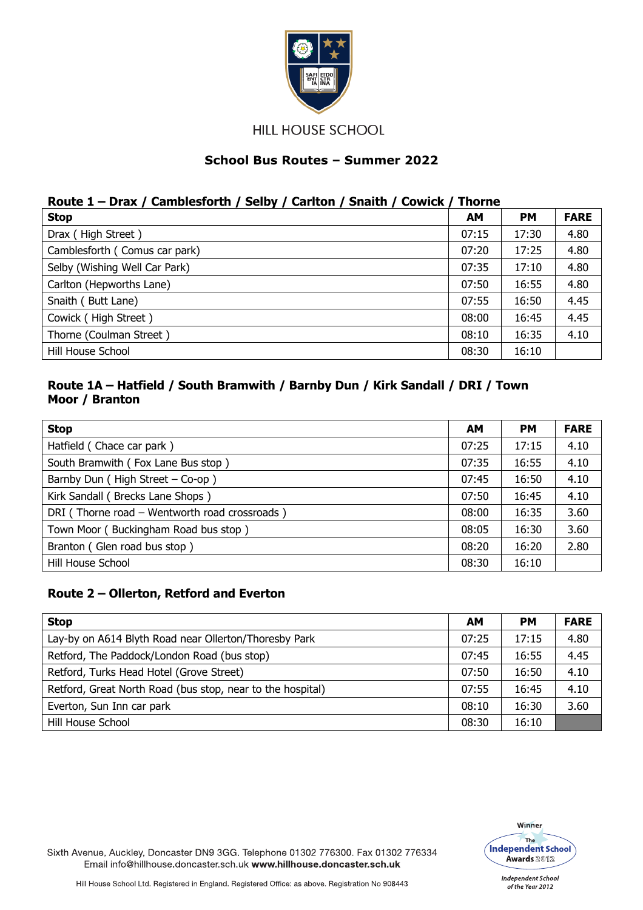HILL HOUSE SCHOOL

# School Bus Routes – Summer 2022

## Route 1 – Drax / Camblesforth / Selby / Carlton / Snaith / Cowick / Thorne

| Stop | AM | PM | FARE |
|---|---|---|---|
| Drax ( High Street ) | 07:15 | 17:30 | 4.80 |
| Camblesforth ( Comus car park) | 07:20 | 17:25 | 4.80 |
| Selby (Wishing Well Car Park) | 07:35 | 17:10 | 4.80 |
| Carlton (Hepworths Lane) | 07:50 | 16:55 | 4.80 |
| Snaith ( Butt Lane) | 07:55 | 16:50 | 4.45 |
| Cowick ( High Street ) | 08:00 | 16:45 | 4.45 |
| Thorne (Coulman Street ) | 08:10 | 16:35 | 4.10 |
| Hill House School | 08:30 | 16:10 | |

## Route 1A – Hatfield / South Bramwith / Barnby Dun / Kirk Sandall / DRI / Town Moor / Branton

| Stop | AM | PM | FARE |
|---|---|---|---|
| Hatfield ( Chace car park ) | 07:25 | 17:15 | 4.10 |
| South Bramwith ( Fox Lane Bus stop ) | 07:35 | 16:55 | 4.10 |
| Barnby Dun ( High Street – Co-op ) | 07:45 | 16:50 | 4.10 |
| Kirk Sandall ( Brecks Lane Shops ) | 07:50 | 16:45 | 4.10 |
| DRI ( Thorne road – Wentworth road crossroads ) | 08:00 | 16:35 | 3.60 |
| Town Moor ( Buckingham Road bus stop ) | 08:05 | 16:30 | 3.60 |
| Branton ( Glen road bus stop ) | 08:20 | 16:20 | 2.80 |
| Hill House School | 08:30 | 16:10 | |

## Route 2 – Ollerton, Retford and Everton

| Stop | AM | PM | FARE |
|---|---|---|---|
| Lay-by on A614 Blyth Road near Ollerton/Thoresby Park | 07:25 | 17:15 | 4.80 |
| Retford, The Paddock/London Road (bus stop) | 07:45 | 16:55 | 4.45 |
| Retford, Turks Head Hotel (Grove Street) | 07:50 | 16:50 | 4.10 |
| Retford, Great North Road (bus stop, near to the hospital) | 07:55 | 16:45 | 4.10 |
| Everton, Sun Inn car park | 08:10 | 16:30 | 3.60 |
| Hill House School | 08:30 | 16:10 | |

Sixth Avenue, Auckley, Doncaster DN9 3GG. Telephone 01302 776300. Fax 01302 776334
Email info@hillhouse.doncaster.sch.uk **www.hillhouse.doncaster.sch.uk**

Hill House School Ltd. Registered in England. Registered Office: as above. Registration No 908443

Winner The Independent School Awards 2012

*Independent School of the Year 2012*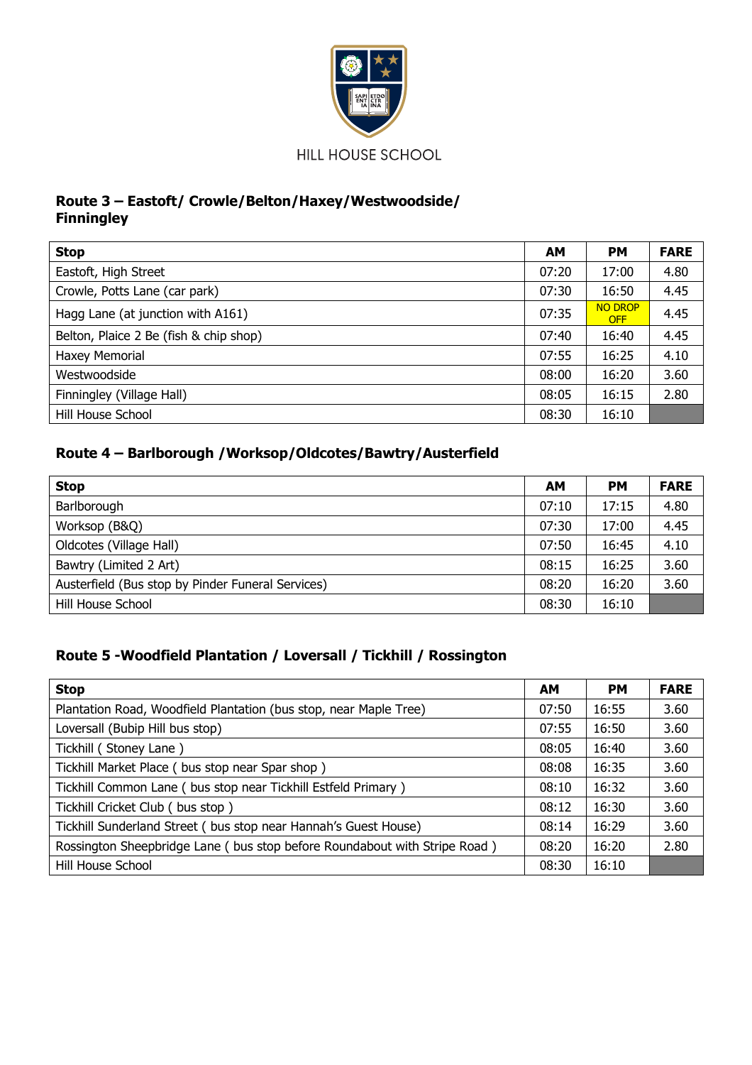HILL HOUSE SCHOOL

## Route 3 – Eastoft/ Crowle/Belton/Haxey/Westwoodside/ Finningley

| Stop | AM | PM | FARE |
|---|---|---|---|
| Eastoft, High Street | 07:20 | 17:00 | 4.80 |
| Crowle, Potts Lane (car park) | 07:30 | 16:50 | 4.45 |
| Hagg Lane (at junction with A161) | 07:35 | NO DROP OFF | 4.45 |
| Belton, Plaice 2 Be (fish & chip shop) | 07:40 | 16:40 | 4.45 |
| Haxey Memorial | 07:55 | 16:25 | 4.10 |
| Westwoodside | 08:00 | 16:20 | 3.60 |
| Finningley (Village Hall) | 08:05 | 16:15 | 2.80 |
| Hill House School | 08:30 | 16:10 | |

## Route 4 – Barlborough /Worksop/Oldcotes/Bawtry/Austerfield

| Stop | AM | PM | FARE |
|---|---|---|---|
| Barlborough | 07:10 | 17:15 | 4.80 |
| Worksop (B&Q) | 07:30 | 17:00 | 4.45 |
| Oldcotes (Village Hall) | 07:50 | 16:45 | 4.10 |
| Bawtry (Limited 2 Art) | 08:15 | 16:25 | 3.60 |
| Austerfield (Bus stop by Pinder Funeral Services) | 08:20 | 16:20 | 3.60 |
| Hill House School | 08:30 | 16:10 | |

## Route 5 -Woodfield Plantation / Loversall / Tickhill / Rossington

| Stop | AM | PM | FARE |
|---|---|---|---|
| Plantation Road, Woodfield Plantation (bus stop, near Maple Tree) | 07:50 | 16:55 | 3.60 |
| Loversall (Bubip Hill bus stop) | 07:55 | 16:50 | 3.60 |
| Tickhill ( Stoney Lane ) | 08:05 | 16:40 | 3.60 |
| Tickhill Market Place ( bus stop near Spar shop ) | 08:08 | 16:35 | 3.60 |
| Tickhill Common Lane ( bus stop near Tickhill Estfeld Primary ) | 08:10 | 16:32 | 3.60 |
| Tickhill Cricket Club ( bus stop ) | 08:12 | 16:30 | 3.60 |
| Tickhill Sunderland Street ( bus stop near Hannah's Guest House) | 08:14 | 16:29 | 3.60 |
| Rossington Sheepbridge Lane ( bus stop before Roundabout with Stripe Road ) | 08:20 | 16:20 | 2.80 |
| Hill House School | 08:30 | 16:10 | |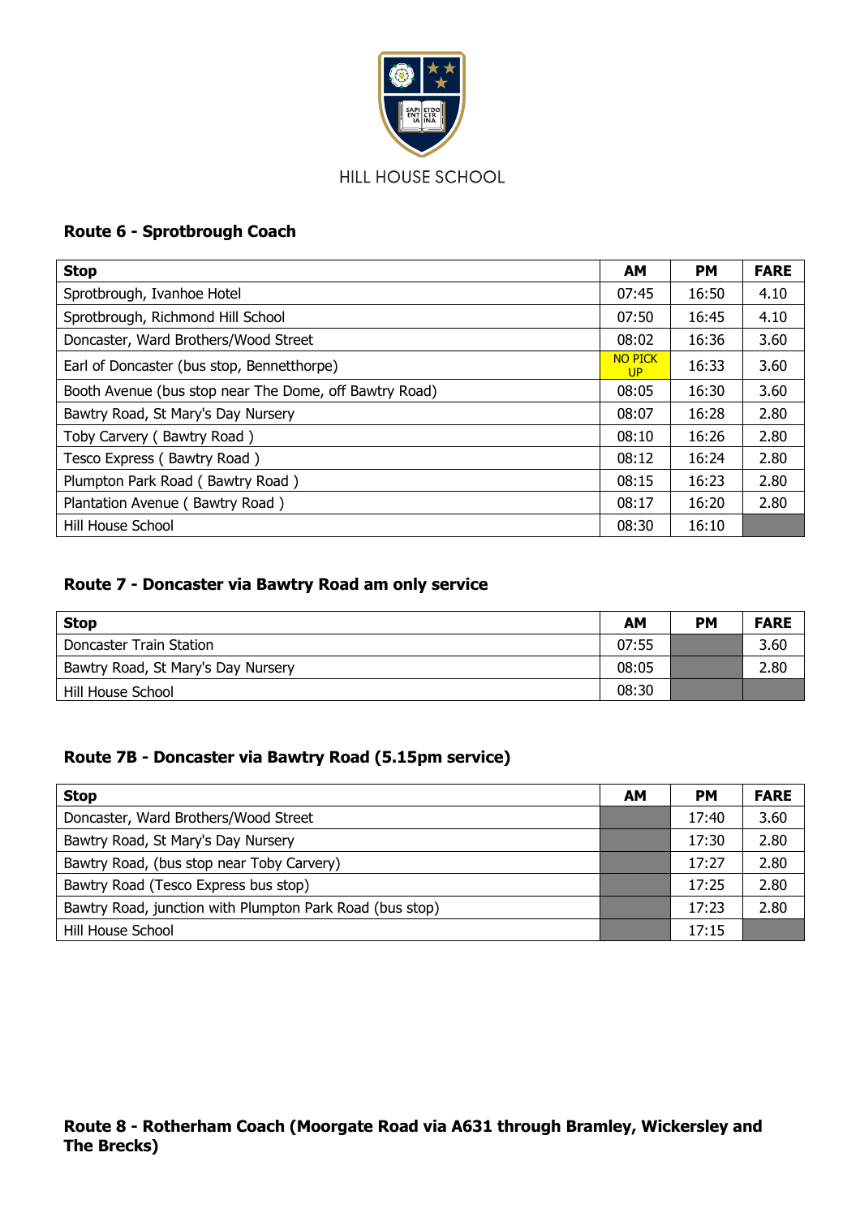HILL HOUSE SCHOOL

## Route 6 - Sprotbrough Coach

| Stop | AM | PM | FARE |
|---|---|---|---|
| Sprotbrough, Ivanhoe Hotel | 07:45 | 16:50 | 4.10 |
| Sprotbrough, Richmond Hill School | 07:50 | 16:45 | 4.10 |
| Doncaster, Ward Brothers/Wood Street | 08:02 | 16:36 | 3.60 |
| Earl of Doncaster (bus stop, Bennetthorpe) | NO PICK UP | 16:33 | 3.60 |
| Booth Avenue (bus stop near The Dome, off Bawtry Road) | 08:05 | 16:30 | 3.60 |
| Bawtry Road, St Mary's Day Nursery | 08:07 | 16:28 | 2.80 |
| Toby Carvery ( Bawtry Road ) | 08:10 | 16:26 | 2.80 |
| Tesco Express ( Bawtry Road ) | 08:12 | 16:24 | 2.80 |
| Plumpton Park Road ( Bawtry Road ) | 08:15 | 16:23 | 2.80 |
| Plantation Avenue ( Bawtry Road ) | 08:17 | 16:20 | 2.80 |
| Hill House School | 08:30 | 16:10 | |

## Route 7 - Doncaster via Bawtry Road am only service

| Stop | AM | PM | FARE |
|---|---|---|---|
| Doncaster Train Station | 07:55 | | 3.60 |
| Bawtry Road, St Mary's Day Nursery | 08:05 | | 2.80 |
| Hill House School | 08:30 | | |

## Route 7B - Doncaster via Bawtry Road (5.15pm service)

| Stop | AM | PM | FARE |
|---|---|---|---|
| Doncaster, Ward Brothers/Wood Street | | 17:40 | 3.60 |
| Bawtry Road, St Mary's Day Nursery | | 17:30 | 2.80 |
| Bawtry Road, (bus stop near Toby Carvery) | | 17:27 | 2.80 |
| Bawtry Road (Tesco Express bus stop) | | 17:25 | 2.80 |
| Bawtry Road, junction with Plumpton Park Road (bus stop) | | 17:23 | 2.80 |
| Hill House School | | 17:15 | |

## Route 8 - Rotherham Coach (Moorgate Road via A631 through Bramley, Wickersley and The Brecks)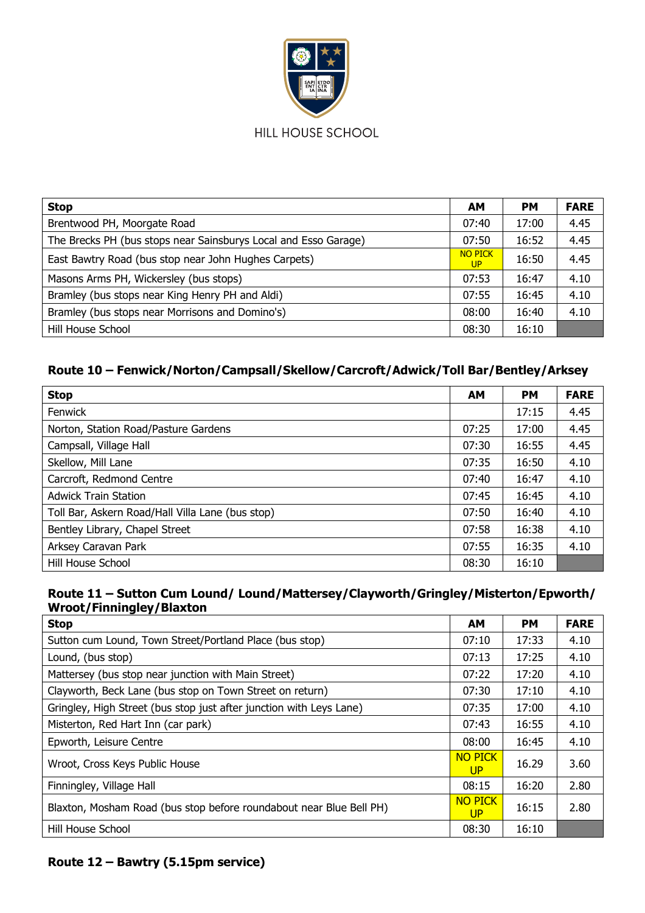HILL HOUSE SCHOOL

| Stop | AM | PM | FARE |
| --- | --- | --- | --- |
| Brentwood PH, Moorgate Road | 07:40 | 17:00 | 4.45 |
| The Brecks PH (bus stops near Sainsburys Local and Esso Garage) | 07:50 | 16:52 | 4.45 |
| East Bawtry Road (bus stop near John Hughes Carpets) | NO PICK UP | 16:50 | 4.45 |
| Masons Arms PH, Wickersley (bus stops) | 07:53 | 16:47 | 4.10 |
| Bramley (bus stops near King Henry PH and Aldi) | 07:55 | 16:45 | 4.10 |
| Bramley (bus stops near Morrisons and Domino's) | 08:00 | 16:40 | 4.10 |
| Hill House School | 08:30 | 16:10 | |

### Route 10 – Fenwick/Norton/Campsall/Skellow/Carcroft/Adwick/Toll Bar/Bentley/Arksey

| Stop | AM | PM | FARE |
| --- | --- | --- | --- |
| Fenwick | | 17:15 | 4.45 |
| Norton, Station Road/Pasture Gardens | 07:25 | 17:00 | 4.45 |
| Campsall, Village Hall | 07:30 | 16:55 | 4.45 |
| Skellow, Mill Lane | 07:35 | 16:50 | 4.10 |
| Carcroft, Redmond Centre | 07:40 | 16:47 | 4.10 |
| Adwick Train Station | 07:45 | 16:45 | 4.10 |
| Toll Bar, Askern Road/Hall Villa Lane (bus stop) | 07:50 | 16:40 | 4.10 |
| Bentley Library, Chapel Street | 07:58 | 16:38 | 4.10 |
| Arksey Caravan Park | 07:55 | 16:35 | 4.10 |
| Hill House School | 08:30 | 16:10 | |

### Route 11 – Sutton Cum Lound/ Lound/Mattersey/Clayworth/Gringley/Misterton/Epworth/ Wroot/Finningley/Blaxton

| Stop | AM | PM | FARE |
| --- | --- | --- | --- |
| Sutton cum Lound, Town Street/Portland Place (bus stop) | 07:10 | 17:33 | 4.10 |
| Lound, (bus stop) | 07:13 | 17:25 | 4.10 |
| Mattersey (bus stop near junction with Main Street) | 07:22 | 17:20 | 4.10 |
| Clayworth, Beck Lane (bus stop on Town Street on return) | 07:30 | 17:10 | 4.10 |
| Gringley, High Street (bus stop just after junction with Leys Lane) | 07:35 | 17:00 | 4.10 |
| Misterton, Red Hart Inn (car park) | 07:43 | 16:55 | 4.10 |
| Epworth, Leisure Centre | 08:00 | 16:45 | 4.10 |
| Wroot, Cross Keys Public House | NO PICK UP | 16.29 | 3.60 |
| Finningley, Village Hall | 08:15 | 16:20 | 2.80 |
| Blaxton, Mosham Road (bus stop before roundabout near Blue Bell PH) | NO PICK UP | 16:15 | 2.80 |
| Hill House School | 08:30 | 16:10 | |

### Route 12 – Bawtry (5.15pm service)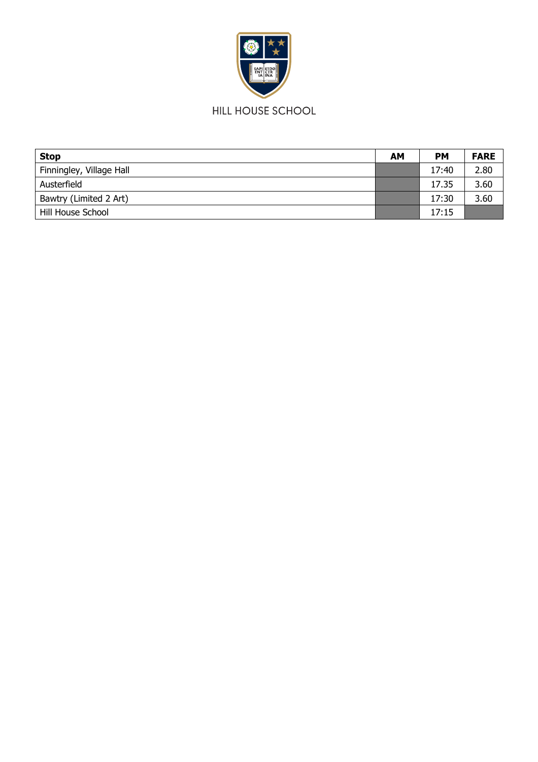HILL HOUSE SCHOOL

| Stop | AM | PM | FARE |
|---|---|---|---|
| Finningley, Village Hall | | 17:40 | 2.80 |
| Austerfield | | 17.35 | 3.60 |
| Bawtry (Limited 2 Art) | | 17.30 | 3.60 |
| Hill House School | | 17:15 | |